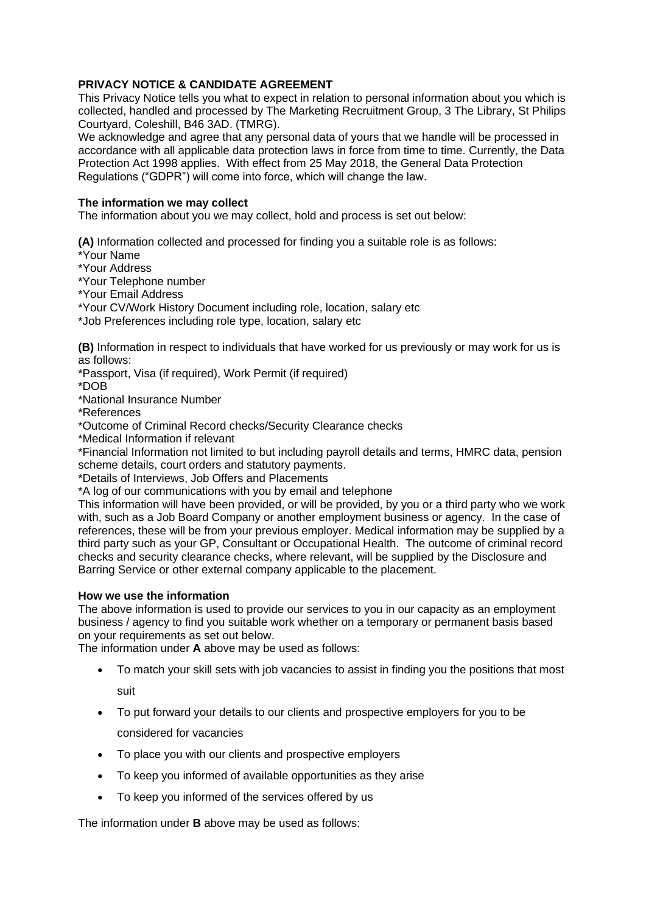**PRIVACY NOTICE & CANDIDATE AGREEMENT**

This Privacy Notice tells you what to expect in relation to personal information about you which is collected, handled and processed by The Marketing Recruitment Group, 3 The Library, St Philips Courtyard, Coleshill, B46 3AD. (TMRG).

We acknowledge and agree that any personal data of yours that we handle will be processed in accordance with all applicable data protection laws in force from time to time. Currently, the Data Protection Act 1998 applies. With effect from 25 May 2018, the General Data Protection Regulations ("GDPR") will come into force, which will change the law.

**The information we may collect**

The information about you we may collect, hold and process is set out below:

**(A)** Information collected and processed for finding you a suitable role is as follows:
*Your Name
*Your Address
*Your Telephone number
*Your Email Address
*Your CV/Work History Document including role, location, salary etc
*Job Preferences including role type, location, salary etc

**(B)** Information in respect to individuals that have worked for us previously or may work for us is as follows:
*Passport, Visa (if required), Work Permit (if required)
*DOB
*National Insurance Number
*References
*Outcome of Criminal Record checks/Security Clearance checks
*Medical Information if relevant
*Financial Information not limited to but including payroll details and terms, HMRC data, pension scheme details, court orders and statutory payments.
*Details of Interviews, Job Offers and Placements
*A log of our communications with you by email and telephone

This information will have been provided, or will be provided, by you or a third party who we work with, such as a Job Board Company or another employment business or agency. In the case of references, these will be from your previous employer. Medical information may be supplied by a third party such as your GP, Consultant or Occupational Health. The outcome of criminal record checks and security clearance checks, where relevant, will be supplied by the Disclosure and Barring Service or other external company applicable to the placement.

**How we use the information**

The above information is used to provide our services to you in our capacity as an employment business / agency to find you suitable work whether on a temporary or permanent basis based on your requirements as set out below.

The information under **A** above may be used as follows:

- To match your skill sets with job vacancies to assist in finding you the positions that most suit
- To put forward your details to our clients and prospective employers for you to be considered for vacancies
- To place you with our clients and prospective employers
- To keep you informed of available opportunities as they arise
- To keep you informed of the services offered by us

The information under **B** above may be used as follows: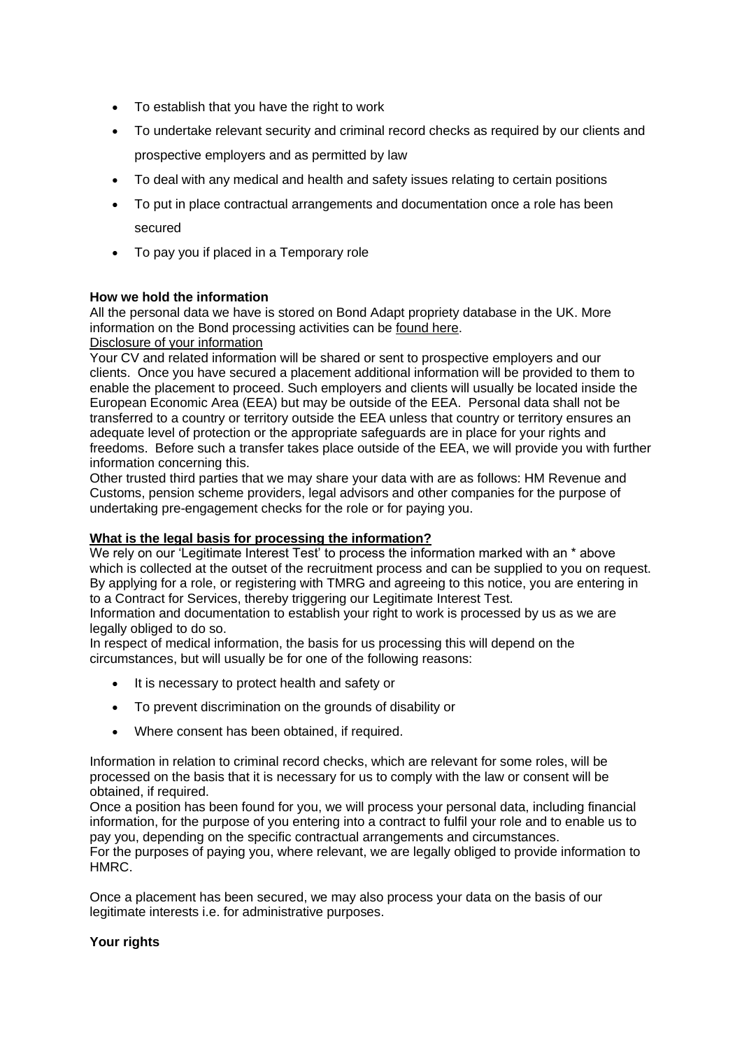- To establish that you have the right to work
- To undertake relevant security and criminal record checks as required by our clients and prospective employers and as permitted by law
- To deal with any medical and health and safety issues relating to certain positions
- To put in place contractual arrangements and documentation once a role has been secured
- To pay you if placed in a Temporary role

**How we hold the information**

All the personal data we have is stored on Bond Adapt propriety database in the UK. More information on the Bond processing activities can be found here.

Disclosure of your information

Your CV and related information will be shared or sent to prospective employers and our clients. Once you have secured a placement additional information will be provided to them to enable the placement to proceed. Such employers and clients will usually be located inside the European Economic Area (EEA) but may be outside of the EEA. Personal data shall not be transferred to a country or territory outside the EEA unless that country or territory ensures an adequate level of protection or the appropriate safeguards are in place for your rights and freedoms. Before such a transfer takes place outside of the EEA, we will provide you with further information concerning this.

Other trusted third parties that we may share your data with are as follows: HM Revenue and Customs, pension scheme providers, legal advisors and other companies for the purpose of undertaking pre-engagement checks for the role or for paying you.

**What is the legal basis for processing the information?**

We rely on our 'Legitimate Interest Test' to process the information marked with an * above which is collected at the outset of the recruitment process and can be supplied to you on request. By applying for a role, or registering with TMRG and agreeing to this notice, you are entering in to a Contract for Services, thereby triggering our Legitimate Interest Test.

Information and documentation to establish your right to work is processed by us as we are legally obliged to do so.

In respect of medical information, the basis for us processing this will depend on the circumstances, but will usually be for one of the following reasons:

- It is necessary to protect health and safety or
- To prevent discrimination on the grounds of disability or
- Where consent has been obtained, if required.

Information in relation to criminal record checks, which are relevant for some roles, will be processed on the basis that it is necessary for us to comply with the law or consent will be obtained, if required.

Once a position has been found for you, we will process your personal data, including financial information, for the purpose of you entering into a contract to fulfil your role and to enable us to pay you, depending on the specific contractual arrangements and circumstances.

For the purposes of paying you, where relevant, we are legally obliged to provide information to HMRC.

Once a placement has been secured, we may also process your data on the basis of our legitimate interests i.e. for administrative purposes.

**Your rights**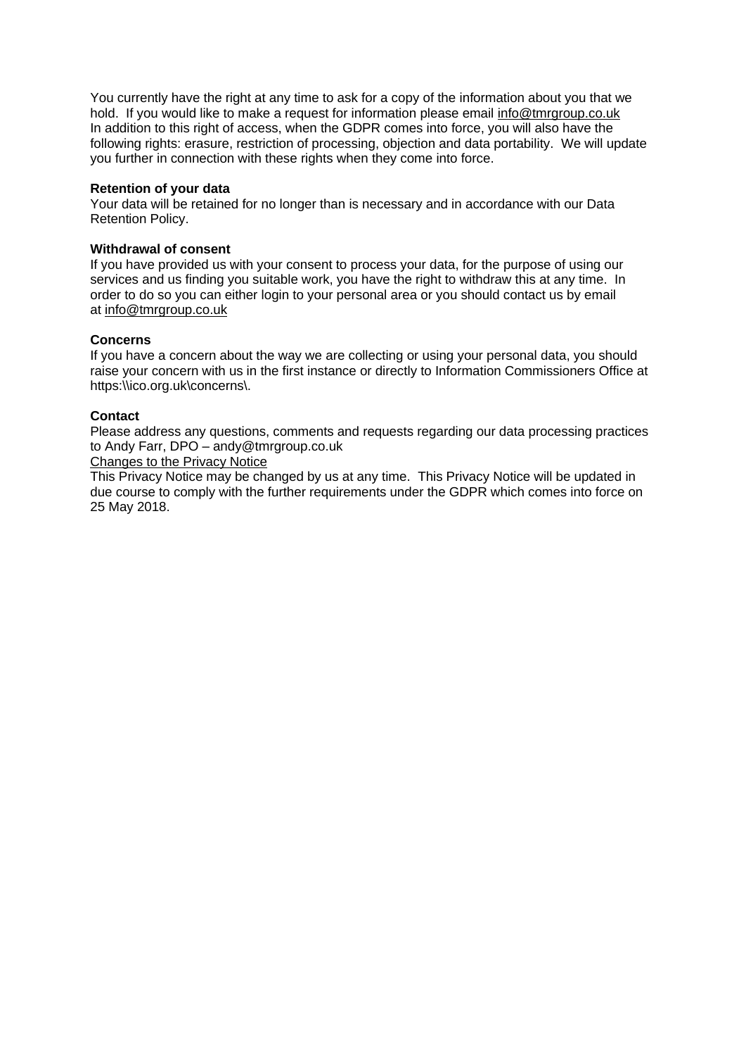You currently have the right at any time to ask for a copy of the information about you that we hold. If you would like to make a request for information please email info@tmrgroup.co.uk
In addition to this right of access, when the GDPR comes into force, you will also have the following rights: erasure, restriction of processing, objection and data portability. We will update you further in connection with these rights when they come into force.

**Retention of your data**
Your data will be retained for no longer than is necessary and in accordance with our Data Retention Policy.

**Withdrawal of consent**
If you have provided us with your consent to process your data, for the purpose of using our services and us finding you suitable work, you have the right to withdraw this at any time. In order to do so you can either login to your personal area or you should contact us by email at info@tmrgroup.co.uk

**Concerns**
If you have a concern about the way we are collecting or using your personal data, you should raise your concern with us in the first instance or directly to Information Commissioners Office at https:\\ico.org.uk\concerns\.

**Contact**
Please address any questions, comments and requests regarding our data processing practices to Andy Farr, DPO – andy@tmrgroup.co.uk
Changes to the Privacy Notice
This Privacy Notice may be changed by us at any time. This Privacy Notice will be updated in due course to comply with the further requirements under the GDPR which comes into force on 25 May 2018.